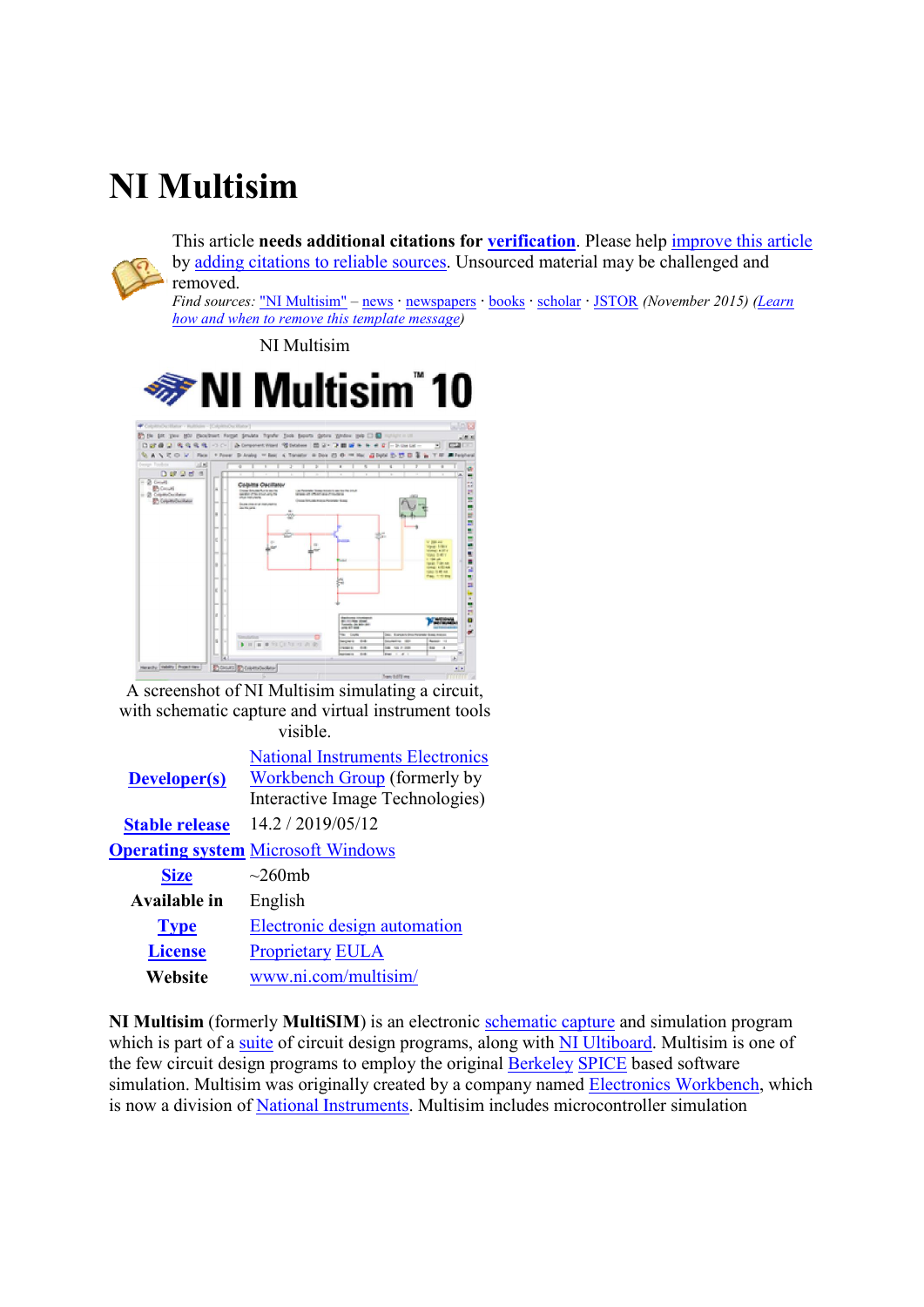# NI Multisim

This article **needs additional citations for verification**. Please help improve this article by adding citations to reliable sources. Unsourced material may be challenged and removed.
*Find sources: "NI Multisim" – news · newspapers · books · scholar · JSTOR (November 2015) (Learn how and when to remove this template message)*

NI Multisim

A screenshot of NI Multisim simulating a circuit, with schematic capture and virtual instrument tools visible.

| | |
|---|---|
| **Developer(s)** | National Instruments Electronics Workbench Group (formerly by Interactive Image Technologies) |
| **Stable release** | 14.2 / 2019/05/12 |
| **Operating system** | Microsoft Windows |
| **Size** | ~260mb |
| **Available in** | English |
| **Type** | Electronic design automation |
| **License** | Proprietary EULA |
| **Website** | www.ni.com/multisim/ |

**NI Multisim** (formerly **MultiSIM**) is an electronic schematic capture and simulation program which is part of a suite of circuit design programs, along with NI Ultiboard. Multisim is one of the few circuit design programs to employ the original Berkeley SPICE based software simulation. Multisim was originally created by a company named Electronics Workbench, which is now a division of National Instruments. Multisim includes microcontroller simulation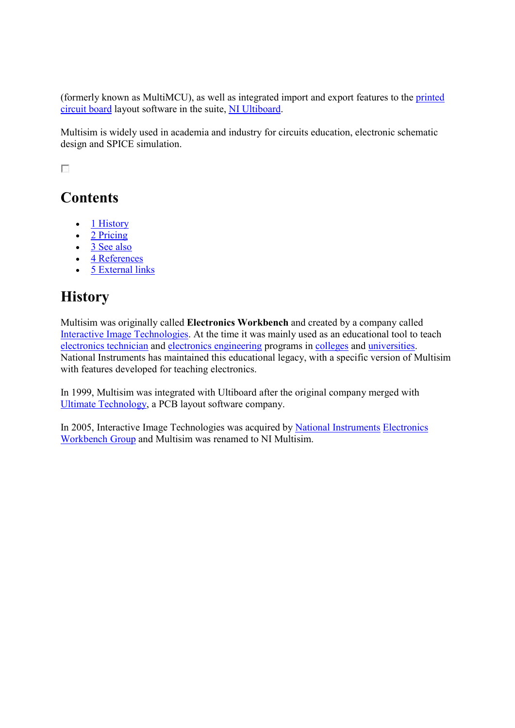(formerly known as MultiMCU), as well as integrated import and export features to the printed circuit board layout software in the suite, NI Ultiboard.

Multisim is widely used in academia and industry for circuits education, electronic schematic design and SPICE simulation.

## Contents

- 1 History
- 2 Pricing
- 3 See also
- 4 References
- 5 External links

## History

Multisim was originally called **Electronics Workbench** and created by a company called Interactive Image Technologies. At the time it was mainly used as an educational tool to teach electronics technician and electronics engineering programs in colleges and universities. National Instruments has maintained this educational legacy, with a specific version of Multisim with features developed for teaching electronics.

In 1999, Multisim was integrated with Ultiboard after the original company merged with Ultimate Technology, a PCB layout software company.

In 2005, Interactive Image Technologies was acquired by National Instruments Electronics Workbench Group and Multisim was renamed to NI Multisim.